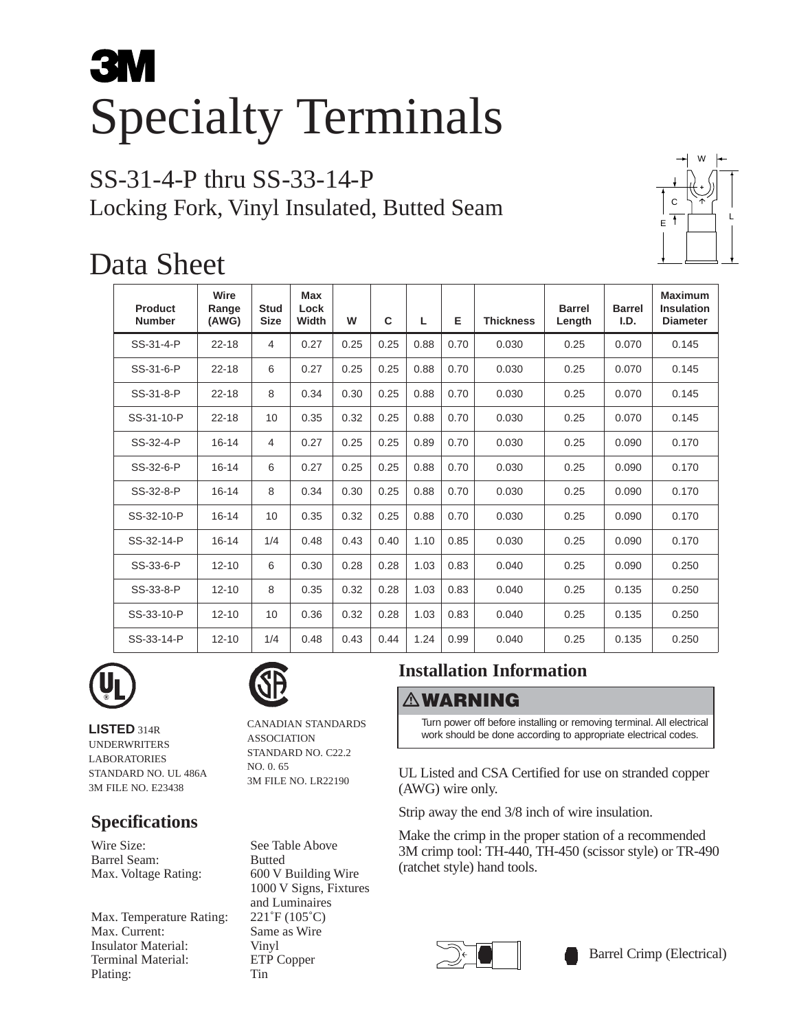# 3M

# Specialty Terminals

## SS-31-4-P thru SS-33-14-P
Locking Fork, Vinyl Insulated, Butted Seam

# Data Sheet

| Product Number | Wire Range (AWG) | Stud Size | Max Lock Width | W | C | L | E | Thickness | Barrel Length | Barrel I.D. | Maximum Insulation Diameter |
|---|---|---|---|---|---|---|---|---|---|---|---|
| SS-31-4-P | 22-18 | 4 | 0.27 | 0.25 | 0.25 | 0.88 | 0.70 | 0.030 | 0.25 | 0.070 | 0.145 |
| SS-31-6-P | 22-18 | 6 | 0.27 | 0.25 | 0.25 | 0.88 | 0.70 | 0.030 | 0.25 | 0.070 | 0.145 |
| SS-31-8-P | 22-18 | 8 | 0.34 | 0.30 | 0.25 | 0.88 | 0.70 | 0.030 | 0.25 | 0.070 | 0.145 |
| SS-31-10-P | 22-18 | 10 | 0.35 | 0.32 | 0.25 | 0.88 | 0.70 | 0.030 | 0.25 | 0.070 | 0.145 |
| SS-32-4-P | 16-14 | 4 | 0.27 | 0.25 | 0.25 | 0.89 | 0.70 | 0.030 | 0.25 | 0.090 | 0.170 |
| SS-32-6-P | 16-14 | 6 | 0.27 | 0.25 | 0.25 | 0.88 | 0.70 | 0.030 | 0.25 | 0.090 | 0.170 |
| SS-32-8-P | 16-14 | 8 | 0.34 | 0.30 | 0.25 | 0.88 | 0.70 | 0.030 | 0.25 | 0.090 | 0.170 |
| SS-32-10-P | 16-14 | 10 | 0.35 | 0.32 | 0.25 | 0.88 | 0.70 | 0.030 | 0.25 | 0.090 | 0.170 |
| SS-32-14-P | 16-14 | 1/4 | 0.48 | 0.43 | 0.40 | 1.10 | 0.85 | 0.030 | 0.25 | 0.090 | 0.170 |
| SS-33-6-P | 12-10 | 6 | 0.30 | 0.28 | 0.28 | 1.03 | 0.83 | 0.040 | 0.25 | 0.090 | 0.250 |
| SS-33-8-P | 12-10 | 8 | 0.35 | 0.32 | 0.28 | 1.03 | 0.83 | 0.040 | 0.25 | 0.135 | 0.250 |
| SS-33-10-P | 12-10 | 10 | 0.36 | 0.32 | 0.28 | 1.03 | 0.83 | 0.040 | 0.25 | 0.135 | 0.250 |
| SS-33-14-P | 12-10 | 1/4 | 0.48 | 0.43 | 0.44 | 1.24 | 0.99 | 0.040 | 0.25 | 0.135 | 0.250 |

**LISTED** 314R
UNDERWRITERS LABORATORIES
STANDARD NO. UL 486A
3M FILE NO. E23438

CANADIAN STANDARDS ASSOCIATION
STANDARD NO. C22.2 NO. 0. 65
3M FILE NO. LR22190

## Specifications

| | |
|---|---|
| Wire Size: | See Table Above |
| Barrel Seam: | Butted |
| Max. Voltage Rating: | 600 V Building Wire<br>1000 V Signs, Fixtures and Luminaires |
| Max. Temperature Rating: | 221˚F (105˚C) |
| Max. Current: | Same as Wire |
| Insulator Material: | Vinyl |
| Terminal Material: | ETP Copper |
| Plating: | Tin |

## Installation Information

**⚠ WARNING**

Turn power off before installing or removing terminal. All electrical work should be done according to appropriate electrical codes.

UL Listed and CSA Certified for use on stranded copper (AWG) wire only.

Strip away the end 3/8 inch of wire insulation.

Make the crimp in the proper station of a recommended 3M crimp tool: TH-440, TH-450 (scissor style) or TR-490 (ratchet style) hand tools.

Barrel Crimp (Electrical)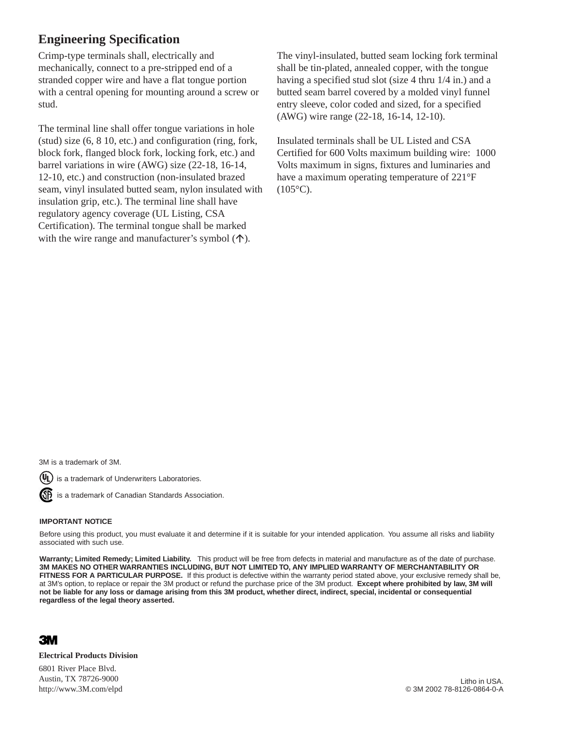## Engineering Specification

Crimp-type terminals shall, electrically and mechanically, connect to a pre-stripped end of a stranded copper wire and have a flat tongue portion with a central opening for mounting around a screw or stud.

The terminal line shall offer tongue variations in hole (stud) size (6, 8 10, etc.) and configuration (ring, fork, block fork, flanged block fork, locking fork, etc.) and barrel variations in wire (AWG) size (22-18, 16-14, 12-10, etc.) and construction (non-insulated brazed seam, vinyl insulated butted seam, nylon insulated with insulation grip, etc.). The terminal line shall have regulatory agency coverage (UL Listing, CSA Certification). The terminal tongue shall be marked with the wire range and manufacturer's symbol (↑).

The vinyl-insulated, butted seam locking fork terminal shall be tin-plated, annealed copper, with the tongue having a specified stud slot (size 4 thru 1/4 in.) and a butted seam barrel covered by a molded vinyl funnel entry sleeve, color coded and sized, for a specified (AWG) wire range (22-18, 16-14, 12-10).

Insulated terminals shall be UL Listed and CSA Certified for 600 Volts maximum building wire: 1000 Volts maximum in signs, fixtures and luminaries and have a maximum operating temperature of 221°F (105°C).

3M is a trademark of 3M.

UL is a trademark of Underwriters Laboratories.

SP is a trademark of Canadian Standards Association.

**IMPORTANT NOTICE**

Before using this product, you must evaluate it and determine if it is suitable for your intended application. You assume all risks and liability associated with such use.

**Warranty; Limited Remedy; Limited Liability.** This product will be free from defects in material and manufacture as of the date of purchase. **3M MAKES NO OTHER WARRANTIES INCLUDING, BUT NOT LIMITED TO, ANY IMPLIED WARRANTY OF MERCHANTABILITY OR FITNESS FOR A PARTICULAR PURPOSE.** If this product is defective within the warranty period stated above, your exclusive remedy shall be, at 3M's option, to replace or repair the 3M product or refund the purchase price of the 3M product. **Except where prohibited by law, 3M will not be liable for any loss or damage arising from this 3M product, whether direct, indirect, special, incidental or consequential regardless of the legal theory asserted.**

**3M**

**Electrical Products Division**

6801 River Place Blvd.
Austin, TX 78726-9000
http://www.3M.com/elpd

Litho in USA.
© 3M 2002 78-8126-0864-0-A